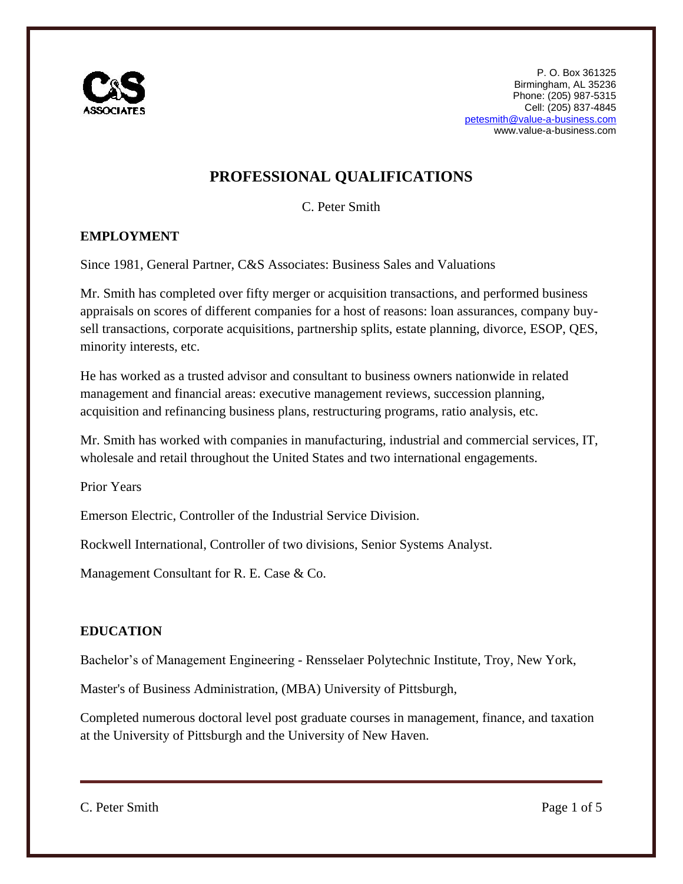P. O. Box 361325
Birmingham, AL 35236
Phone: (205) 987-5315
Cell: (205) 837-4845
petesmith@value-a-business.com
www.value-a-business.com

# PROFESSIONAL QUALIFICATIONS

C. Peter Smith

## EMPLOYMENT

Since 1981, General Partner, C&S Associates: Business Sales and Valuations

Mr. Smith has completed over fifty merger or acquisition transactions, and performed business appraisals on scores of different companies for a host of reasons: loan assurances, company buy-sell transactions, corporate acquisitions, partnership splits, estate planning, divorce, ESOP, QES, minority interests, etc.

He has worked as a trusted advisor and consultant to business owners nationwide in related management and financial areas: executive management reviews, succession planning, acquisition and refinancing business plans, restructuring programs, ratio analysis, etc.

Mr. Smith has worked with companies in manufacturing, industrial and commercial services, IT, wholesale and retail throughout the United States and two international engagements.

Prior Years

Emerson Electric, Controller of the Industrial Service Division.

Rockwell International, Controller of two divisions, Senior Systems Analyst.

Management Consultant for R. E. Case & Co.

## EDUCATION

Bachelor's of Management Engineering - Rensselaer Polytechnic Institute, Troy, New York,

Master's of Business Administration, (MBA) University of Pittsburgh,

Completed numerous doctoral level post graduate courses in management, finance, and taxation at the University of Pittsburgh and the University of New Haven.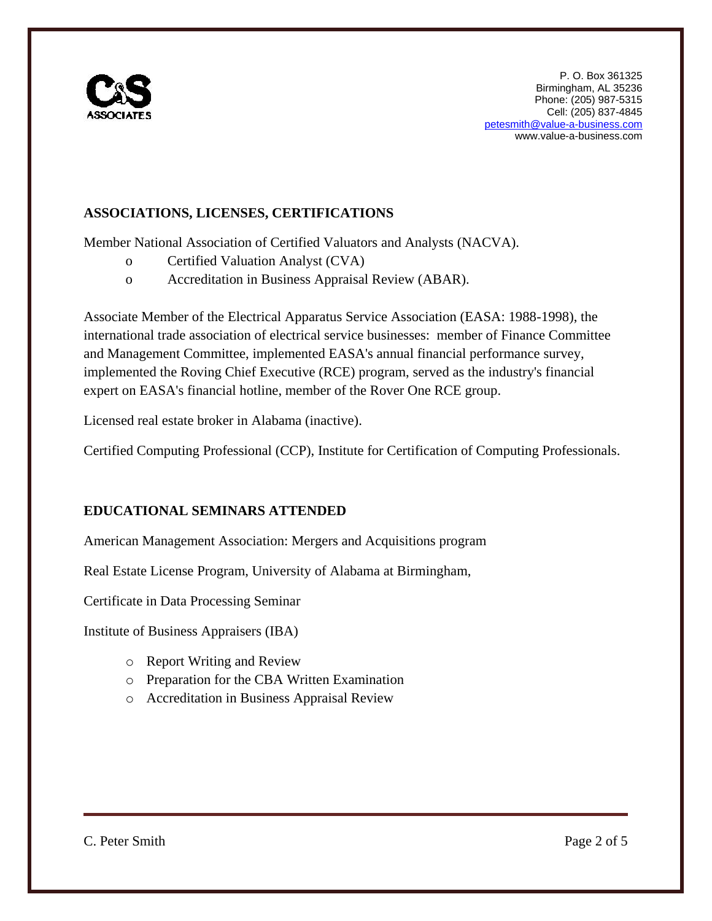P. O. Box 361325
Birmingham, AL 35236
Phone: (205) 987-5315
Cell: (205) 837-4845
petesmith@value-a-business.com
www.value-a-business.com

## ASSOCIATIONS, LICENSES, CERTIFICATIONS

Member National Association of Certified Valuators and Analysts (NACVA).

- Certified Valuation Analyst (CVA)
- Accreditation in Business Appraisal Review (ABAR).

Associate Member of the Electrical Apparatus Service Association (EASA: 1988-1998), the international trade association of electrical service businesses: member of Finance Committee and Management Committee, implemented EASA's annual financial performance survey, implemented the Roving Chief Executive (RCE) program, served as the industry's financial expert on EASA's financial hotline, member of the Rover One RCE group.

Licensed real estate broker in Alabama (inactive).

Certified Computing Professional (CCP), Institute for Certification of Computing Professionals.

## EDUCATIONAL SEMINARS ATTENDED

American Management Association: Mergers and Acquisitions program

Real Estate License Program, University of Alabama at Birmingham,

Certificate in Data Processing Seminar

Institute of Business Appraisers (IBA)

- Report Writing and Review
- Preparation for the CBA Written Examination
- Accreditation in Business Appraisal Review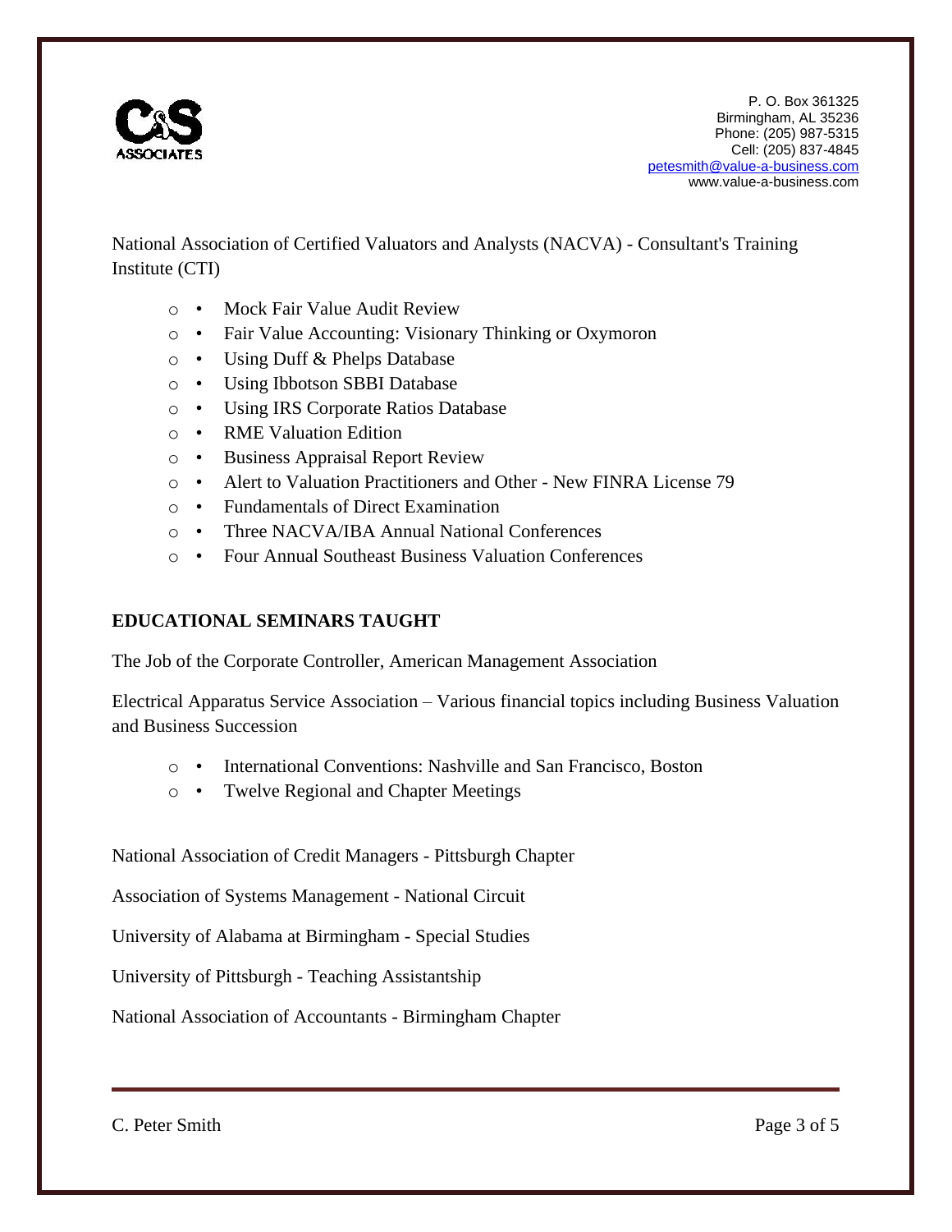P. O. Box 361325
Birmingham, AL 35236
Phone: (205) 987-5315
Cell: (205) 837-4845
petesmith@value-a-business.com
www.value-a-business.com

National Association of Certified Valuators and Analysts (NACVA) - Consultant's Training Institute (CTI)

- Mock Fair Value Audit Review
- Fair Value Accounting: Visionary Thinking or Oxymoron
- Using Duff & Phelps Database
- Using Ibbotson SBBI Database
- Using IRS Corporate Ratios Database
- RME Valuation Edition
- Business Appraisal Report Review
- Alert to Valuation Practitioners and Other - New FINRA License 79
- Fundamentals of Direct Examination
- Three NACVA/IBA Annual National Conferences
- Four Annual Southeast Business Valuation Conferences

**EDUCATIONAL SEMINARS TAUGHT**

The Job of the Corporate Controller, American Management Association

Electrical Apparatus Service Association – Various financial topics including Business Valuation and Business Succession

- International Conventions: Nashville and San Francisco, Boston
- Twelve Regional and Chapter Meetings

National Association of Credit Managers - Pittsburgh Chapter

Association of Systems Management - National Circuit

University of Alabama at Birmingham - Special Studies

University of Pittsburgh - Teaching Assistantship

National Association of Accountants - Birmingham Chapter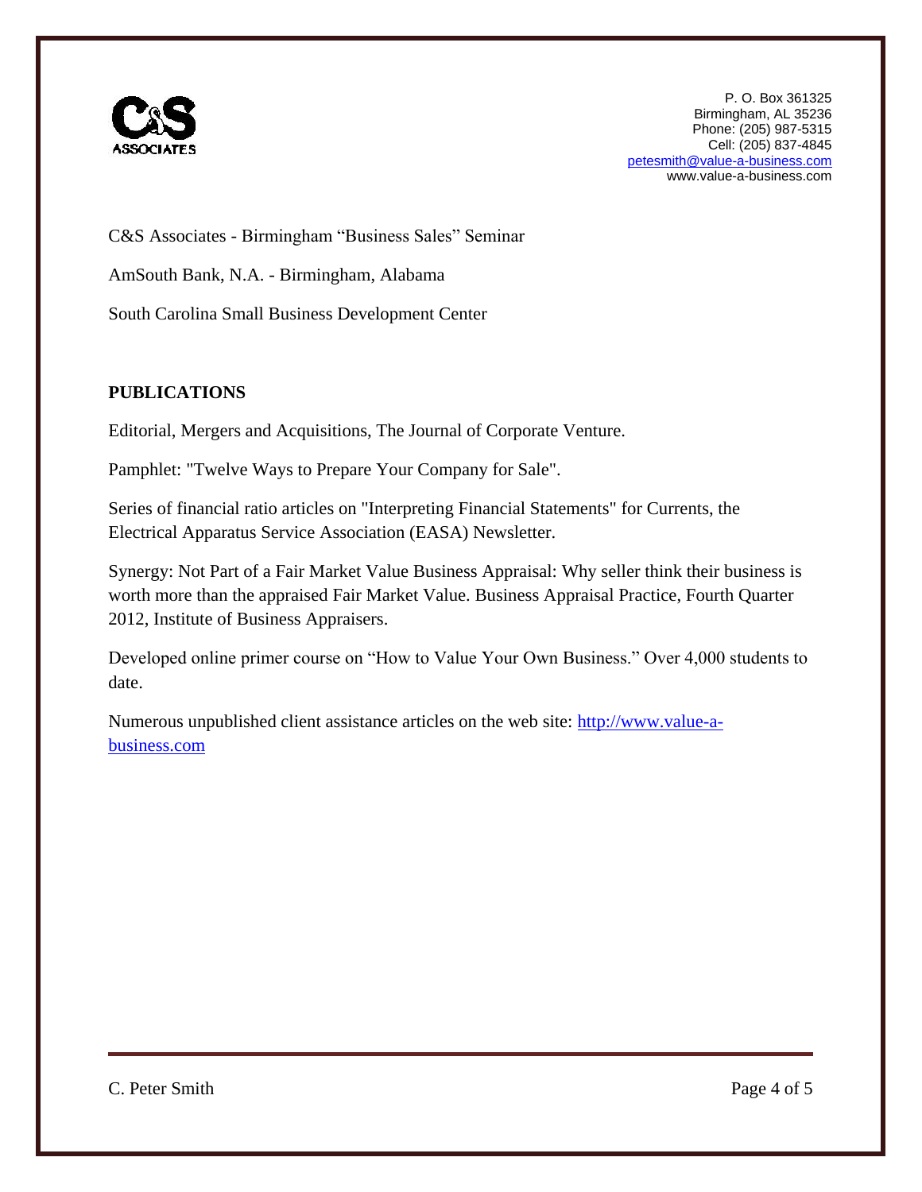P. O. Box 361325
Birmingham, AL 35236
Phone: (205) 987-5315
Cell: (205) 837-4845
petesmith@value-a-business.com
www.value-a-business.com

C&S Associates - Birmingham "Business Sales" Seminar

AmSouth Bank, N.A. - Birmingham, Alabama

South Carolina Small Business Development Center

**PUBLICATIONS**

Editorial, Mergers and Acquisitions, The Journal of Corporate Venture.

Pamphlet: "Twelve Ways to Prepare Your Company for Sale".

Series of financial ratio articles on "Interpreting Financial Statements" for Currents, the Electrical Apparatus Service Association (EASA) Newsletter.

Synergy: Not Part of a Fair Market Value Business Appraisal: Why seller think their business is worth more than the appraised Fair Market Value. Business Appraisal Practice, Fourth Quarter 2012, Institute of Business Appraisers.

Developed online primer course on "How to Value Your Own Business." Over 4,000 students to date.

Numerous unpublished client assistance articles on the web site: http://www.value-a-business.com